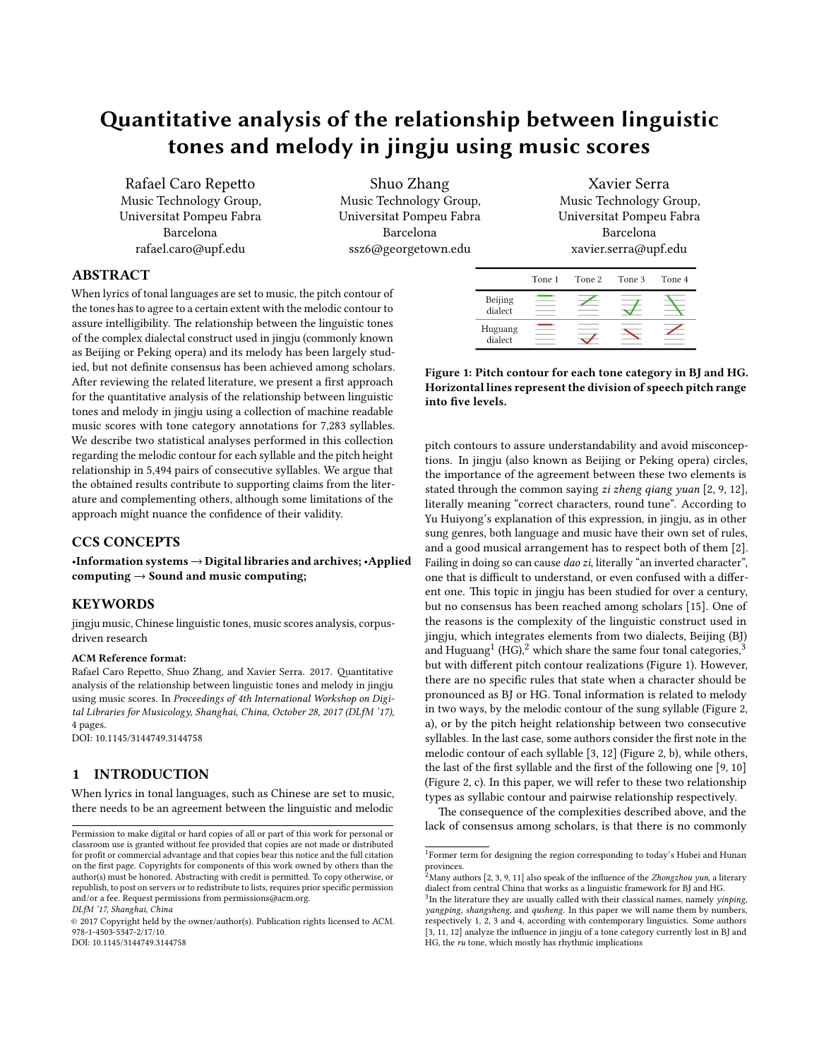# Quantitative analysis of the relationship between linguistic tones and melody in jingju using music scores

Rafael Caro Repetto
Music Technology Group,
Universitat Pompeu Fabra
Barcelona
rafael.caro@upf.edu

Shuo Zhang
Music Technology Group,
Universitat Pompeu Fabra
Barcelona
ssz6@georgetown.edu

Xavier Serra
Music Technology Group,
Universitat Pompeu Fabra
Barcelona
xavier.serra@upf.edu

## ABSTRACT

When lyrics of tonal languages are set to music, the pitch contour of the tones has to agree to a certain extent with the melodic contour to assure intelligibility. The relationship between the linguistic tones of the complex dialectal construct used in jingju (commonly known as Beijing or Peking opera) and its melody has been largely studied, but not definite consensus has been achieved among scholars. After reviewing the related literature, we present a first approach for the quantitative analysis of the relationship between linguistic tones and melody in jingju using a collection of machine readable music scores with tone category annotations for 7,283 syllables. We describe two statistical analyses performed in this collection regarding the melodic contour for each syllable and the pitch height relationship in 5,494 pairs of consecutive syllables. We argue that the obtained results contribute to supporting claims from the literature and complementing others, although some limitations of the approach might nuance the confidence of their validity.

## CCS CONCEPTS

**•Information systems → Digital libraries and archives; •Applied computing → Sound and music computing;**

## KEYWORDS

jingju music, Chinese linguistic tones, music scores analysis, corpus-driven research

**ACM Reference format:**

Rafael Caro Repetto, Shuo Zhang, and Xavier Serra. 2017. Quantitative analysis of the relationship between linguistic tones and melody in jingju using music scores. In *Proceedings of 4th International Workshop on Digital Libraries for Musicology, Shanghai, China, October 28, 2017 (DLfM '17),* 4 pages.
DOI: 10.1145/3144749.3144758

## 1 INTRODUCTION

When lyrics in tonal languages, such as Chinese are set to music, there needs to be an agreement between the linguistic and melodic pitch contours to assure understandability and avoid misconceptions. In jingju (also known as Beijing or Peking opera) circles, the importance of the agreement between these two elements is stated through the common saying *zi zheng qiang yuan* [2, 9, 12], literally meaning "correct characters, round tune". According to Yu Huiyong's explanation of this expression, in jingju, as in other sung genres, both language and music have their own set of rules, and a good musical arrangement has to respect both of them [2]. Failing in doing so can cause *dao zi*, literally "an inverted character", one that is difficult to understand, or even confused with a different one. This topic in jingju has been studied for over a century, but no consensus has been reached among scholars [15]. One of the reasons is the complexity of the linguistic construct used in jingju, which integrates elements from two dialects, Beijing (BJ) and Huguang[1] (HG),[2] which share the same four tonal categories,[3] but with different pitch contour realizations (Figure 1). However, there are no specific rules that state when a character should be pronounced as BJ or HG. Tonal information is related to melody in two ways, by the melodic contour of the sung syllable (Figure 2, a), or by the pitch height relationship between two consecutive syllables. In the last case, some authors consider the first note in the melodic contour of each syllable [3, 12] (Figure 2, b), while others, the last of the first syllable and the first of the following one [9, 10] (Figure 2, c). In this paper, we will refer to these two relationship types as syllabic contour and pairwise relationship respectively.

The consequence of the complexities described above, and the lack of consensus among scholars, is that there is no commonly

| | Tone 1 | Tone 2 | Tone 3 | Tone 4 |
|---|---|---|---|---|
| Beijing dialect | | | | |
| Huguang dialect | | | | |

**Figure 1: Pitch contour for each tone category in BJ and HG. Horizontal lines represent the division of speech pitch range into five levels.**

---

Permission to make digital or hard copies of all or part of this work for personal or classroom use is granted without fee provided that copies are not made or distributed for profit or commercial advantage and that copies bear this notice and the full citation on the first page. Copyrights for components of this work owned by others than the author(s) must be honored. Abstracting with credit is permitted. To copy otherwise, or republish, to post on servers or to redistribute to lists, requires prior specific permission and/or a fee. Request permissions from permissions@acm.org.
*DLfM '17, Shanghai, China*
© 2017 Copyright held by the owner/author(s). Publication rights licensed to ACM. 978-1-4503-5347-2/17/10.
DOI: 10.1145/3144749.3144758

---

[1] Former term for designing the region corresponding to today's Hubei and Hunan provinces.

[2] Many authors [2, 3, 9, 11] also speak of the influence of the *Zhongzhou yun*, a literary dialect from central China that works as a linguistic framework for BJ and HG.

[3] In the literature they are usually called with their classical names, namely *yinping*, *yangping*, *shangsheng*, and *qusheng*. In this paper we will name them by numbers, respectively 1, 2, 3 and 4, according with contemporary linguistics. Some authors [3, 11, 12] analyze the influence in jingju of a tone category currently lost in BJ and HG, the *ru* tone, which mostly has rhythmic implications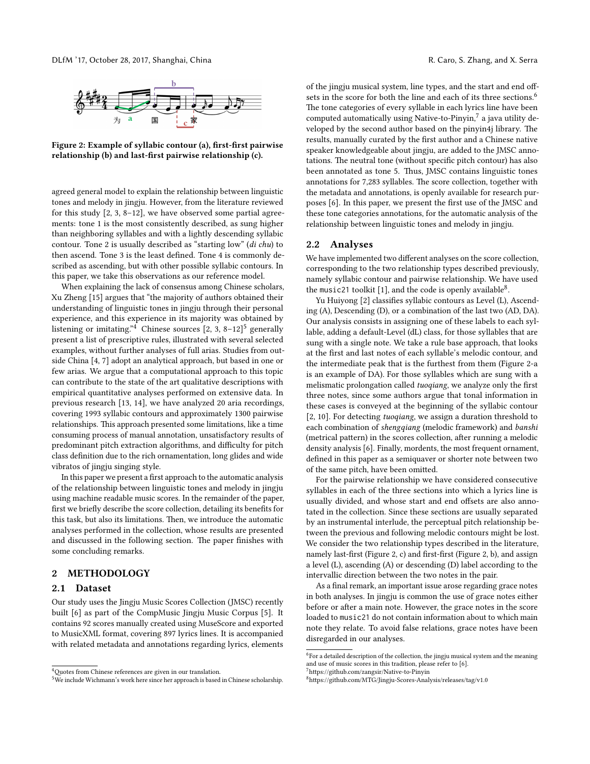Figure 2: Example of syllabic contour (a), first-first pairwise relationship (b) and last-first pairwise relationship (c).

agreed general model to explain the relationship between linguistic tones and melody in jingju. However, from the literature reviewed for this study [2, 3, 8–12], we have observed some partial agreements: tone 1 is the most consistently described, as sung higher than neighboring syllables and with a lightly descending syllabic contour. Tone 2 is usually described as "starting low" (*di chu*) to then ascend. Tone 3 is the least defined. Tone 4 is commonly described as ascending, but with other possible syllabic contours. In this paper, we take this observations as our reference model.

When explaining the lack of consensus among Chinese scholars, Xu Zheng [15] argues that "the majority of authors obtained their understanding of linguistic tones in jingju through their personal experience, and this experience in its majority was obtained by listening or imitating."[4] Chinese sources [2, 3, 8–12][5] generally present a list of prescriptive rules, illustrated with several selected examples, without further analyses of full arias. Studies from outside China [4, 7] adopt an analytical approach, but based in one or few arias. We argue that a computational approach to this topic can contribute to the state of the art qualitative descriptions with empirical quantitative analyses performed on extensive data. In previous research [13, 14], we have analyzed 20 aria recordings, covering 1993 syllabic contours and approximately 1300 pairwise relationships. This approach presented some limitations, like a time consuming process of manual annotation, unsatisfactory results of predominant pitch extraction algorithms, and difficulty for pitch class definition due to the rich ornamentation, long glides and wide vibratos of jingju singing style.

In this paper we present a first approach to the automatic analysis of the relationship between linguistic tones and melody in jingju using machine readable music scores. In the remainder of the paper, first we briefly describe the score collection, detailing its benefits for this task, but also its limitations. Then, we introduce the automatic analyses performed in the collection, whose results are presented and discussed in the following section. The paper finishes with some concluding remarks.

## 2 METHODOLOGY

### 2.1 Dataset

Our study uses the Jingju Music Scores Collection (JMSC) recently built [6] as part of the CompMusic Jingju Music Corpus [5]. It contains 92 scores manually created using MuseScore and exported to MusicXML format, covering 897 lyrics lines. It is accompanied with related metadata and annotations regarding lyrics, elements of the jingju musical system, line types, and the start and end offsets in the score for both the line and each of its three sections.[6] The tone categories of every syllable in each lyrics line have been computed automatically using Native-to-Pinyin,[7] a java utility developed by the second author based on the pinyin4j library. The results, manually curated by the first author and a Chinese native speaker knowledgeable about jingju, are added to the JMSC annotations. The neutral tone (without specific pitch contour) has also been annotated as tone 5. Thus, JMSC contains linguistic tones annotations for 7,283 syllables. The score collection, together with the metadata and annotations, is openly available for research purposes [6]. In this paper, we present the first use of the JMSC and these tone categories annotations, for the automatic analysis of the relationship between linguistic tones and melody in jingju.

### 2.2 Analyses

We have implemented two different analyses on the score collection, corresponding to the two relationship types described previously, namely syllabic contour and pairwise relationship. We have used the `music21` toolkit [1], and the code is openly available[8].

Yu Huiyong [2] classifies syllabic contours as Level (L), Ascending (A), Descending (D), or a combination of the last two (AD, DA). Our analysis consists in assigning one of these labels to each syllable, adding a default-Level (dL) class, for those syllables that are sung with a single note. We take a rule base approach, that looks at the first and last notes of each syllable's melodic contour, and the intermediate peak that is the furthest from them (Figure 2-a is an example of DA). For those syllables which are sung with a melismatic prolongation called *tuoqiang*, we analyze only the first three notes, since some authors argue that tonal information in these cases is conveyed at the beginning of the syllabic contour [2, 10]. For detecting *tuoqiang*, we assign a duration threshold to each combination of *shengqiang* (melodic framework) and *banshi* (metrical pattern) in the scores collection, after running a melodic density analysis [6]. Finally, mordents, the most frequent ornament, defined in this paper as a semiquaver or shorter note between two of the same pitch, have been omitted.

For the pairwise relationship we have considered consecutive syllables in each of the three sections into which a lyrics line is usually divided, and whose start and end offsets are also annotated in the collection. Since these sections are usually separated by an instrumental interlude, the perceptual pitch relationship between the previous and following melodic contours might be lost. We consider the two relationship types described in the literature, namely last-first (Figure 2, c) and first-first (Figure 2, b), and assign a level (L), ascending (A) or descending (D) label according to the intervallic direction between the two notes in the pair.

As a final remark, an important issue arose regarding grace notes in both analyses. In jingju is common the use of grace notes either before or after a main note. However, the grace notes in the score loaded to `music21` do not contain information about to which main note they relate. To avoid false relations, grace notes have been disregarded in our analyses.

---

[4] Quotes from Chinese references are given in our translation.

[5] We include Wichmann's work here since her approach is based in Chinese scholarship.

[6] For a detailed description of the collection, the jingju musical system and the meaning and use of music scores in this tradition, please refer to [6].

[7] https://github.com/zangsir/Native-to-Pinyin

[8] https://github.com/MTG/Jingju-Scores-Analysis/releases/tag/v1.0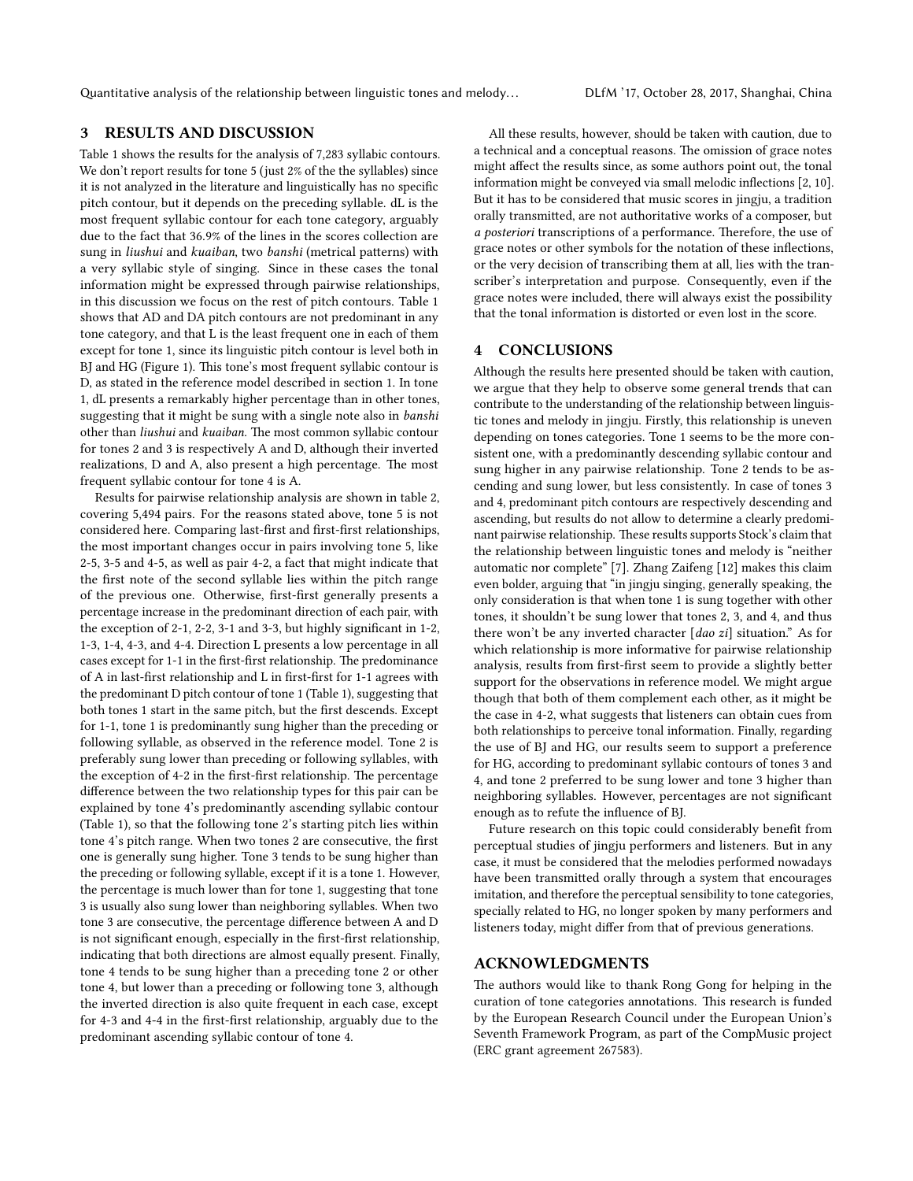## 3 RESULTS AND DISCUSSION

Table 1 shows the results for the analysis of 7,283 syllabic contours. We don't report results for tone 5 (just 2% of the the syllables) since it is not analyzed in the literature and linguistically has no specific pitch contour, but it depends on the preceding syllable. dL is the most frequent syllabic contour for each tone category, arguably due to the fact that 36.9% of the lines in the scores collection are sung in *liushui* and *kuaiban*, two *banshi* (metrical patterns) with a very syllabic style of singing. Since in these cases the tonal information might be expressed through pairwise relationships, in this discussion we focus on the rest of pitch contours. Table 1 shows that AD and DA pitch contours are not predominant in any tone category, and that L is the least frequent one in each of them except for tone 1, since its linguistic pitch contour is level both in BJ and HG (Figure 1). This tone's most frequent syllabic contour is D, as stated in the reference model described in section 1. In tone 1, dL presents a remarkably higher percentage than in other tones, suggesting that it might be sung with a single note also in *banshi* other than *liushui* and *kuaiban*. The most common syllabic contour for tones 2 and 3 is respectively A and D, although their inverted realizations, D and A, also present a high percentage. The most frequent syllabic contour for tone 4 is A.

Results for pairwise relationship analysis are shown in table 2, covering 5,494 pairs. For the reasons stated above, tone 5 is not considered here. Comparing last-first and first-first relationships, the most important changes occur in pairs involving tone 5, like 2-5, 3-5 and 4-5, as well as pair 4-2, a fact that might indicate that the first note of the second syllable lies within the pitch range of the previous one. Otherwise, first-first generally presents a percentage increase in the predominant direction of each pair, with the exception of 2-1, 2-2, 3-1 and 3-3, but highly significant in 1-2, 1-3, 1-4, 4-3, and 4-4. Direction L presents a low percentage in all cases except for 1-1 in the first-first relationship. The predominance of A in last-first relationship and L in first-first for 1-1 agrees with the predominant D pitch contour of tone 1 (Table 1), suggesting that both tones 1 start in the same pitch, but the first descends. Except for 1-1, tone 1 is predominantly sung higher than the preceding or following syllable, as observed in the reference model. Tone 2 is preferably sung lower than preceding or following syllables, with the exception of 4-2 in the first-first relationship. The percentage difference between the two relationship types for this pair can be explained by tone 4's predominantly ascending syllabic contour (Table 1), so that the following tone 2's starting pitch lies within tone 4's pitch range. When two tones 2 are consecutive, the first one is generally sung higher. Tone 3 tends to be sung higher than the preceding or following syllable, except if it is a tone 1. However, the percentage is much lower than for tone 1, suggesting that tone 3 is usually also sung lower than neighboring syllables. When two tone 3 are consecutive, the percentage difference between A and D is not significant enough, especially in the first-first relationship, indicating that both directions are almost equally present. Finally, tone 4 tends to be sung higher than a preceding tone 2 or other tone 4, but lower than a preceding or following tone 3, although the inverted direction is also quite frequent in each case, except for 4-3 and 4-4 in the first-first relationship, arguably due to the predominant ascending syllabic contour of tone 4.

All these results, however, should be taken with caution, due to a technical and a conceptual reasons. The omission of grace notes might affect the results since, as some authors point out, the tonal information might be conveyed via small melodic inflections [2, 10]. But it has to be considered that music scores in jingju, a tradition orally transmitted, are not authoritative works of a composer, but *a posteriori* transcriptions of a performance. Therefore, the use of grace notes or other symbols for the notation of these inflections, or the very decision of transcribing them at all, lies with the transcriber's interpretation and purpose. Consequently, even if the grace notes were included, there will always exist the possibility that the tonal information is distorted or even lost in the score.

## 4 CONCLUSIONS

Although the results here presented should be taken with caution, we argue that they help to observe some general trends that can contribute to the understanding of the relationship between linguistic tones and melody in jingju. Firstly, this relationship is uneven depending on tones categories. Tone 1 seems to be the more consistent one, with a predominantly descending syllabic contour and sung higher in any pairwise relationship. Tone 2 tends to be ascending and sung lower, but less consistently. In case of tones 3 and 4, predominant pitch contours are respectively descending and ascending, but results do not allow to determine a clearly predominant pairwise relationship. These results supports Stock's claim that the relationship between linguistic tones and melody is "neither automatic nor complete" [7]. Zhang Zaifeng [12] makes this claim even bolder, arguing that "in jingju singing, generally speaking, the only consideration is that when tone 1 is sung together with other tones, it shouldn't be sung lower that tones 2, 3, and 4, and thus there won't be any inverted character [*dao zi*] situation." As for which relationship is more informative for pairwise relationship analysis, results from first-first seem to provide a slightly better support for the observations in reference model. We might argue though that both of them complement each other, as it might be the case in 4-2, what suggests that listeners can obtain cues from both relationships to perceive tonal information. Finally, regarding the use of BJ and HG, our results seem to support a preference for HG, according to predominant syllabic contours of tones 3 and 4, and tone 2 preferred to be sung lower and tone 3 higher than neighboring syllables. However, percentages are not significant enough as to refute the influence of BJ.

Future research on this topic could considerably benefit from perceptual studies of jingju performers and listeners. But in any case, it must be considered that the melodies performed nowadays have been transmitted orally through a system that encourages imitation, and therefore the perceptual sensibility to tone categories, specially related to HG, no longer spoken by many performers and listeners today, might differ from that of previous generations.

## ACKNOWLEDGMENTS

The authors would like to thank Rong Gong for helping in the curation of tone categories annotations. This research is funded by the European Research Council under the European Union's Seventh Framework Program, as part of the CompMusic project (ERC grant agreement 267583).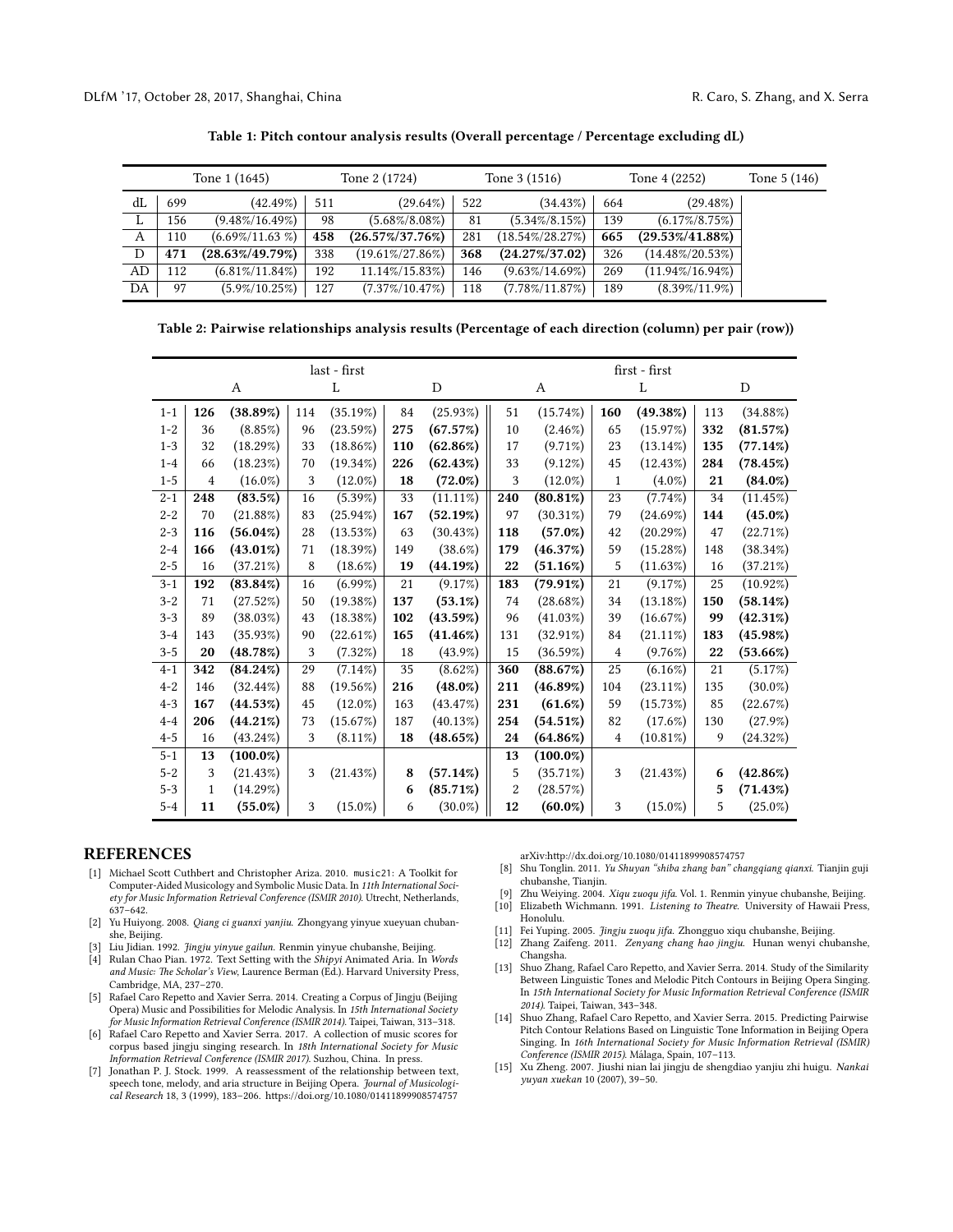**Table 1: Pitch contour analysis results (Overall percentage / Percentage excluding dL)**

| | Tone 1 (1645) | | Tone 2 (1724) | | Tone 3 (1516) | | Tone 4 (2252) | | Tone 5 (146) |
|---|---|---|---|---|---|---|---|---|---|
| dL | 699 | (42.49%) | 511 | (29.64%) | 522 | (34.43%) | 664 | (29.48%) | |
| L | 156 | (9.48%/16.49%) | 98 | (5.68%/8.08%) | 81 | (5.34%/8.15%) | 139 | (6.17%/8.75%) | |
| A | 110 | (6.69%/11.63 %) | **458** | **(26.57%/37.76%)** | 281 | (18.54%/28.27%) | **665** | **(29.53%/41.88%)** | |
| D | **471** | **(28.63%/49.79%)** | 338 | (19.61%/27.86%) | **368** | **(24.27%/37.02)** | 326 | (14.48%/20.53%) | |
| AD | 112 | (6.81%/11.84%) | 192 | 11.14%/15.83%) | 146 | (9.63%/14.69%) | 269 | (11.94%/16.94%) | |
| DA | 97 | (5.9%/10.25%) | 127 | (7.37%/10.47%) | 118 | (7.78%/11.87%) | 189 | (8.39%/11.9%) | |

**Table 2: Pairwise relationships analysis results (Percentage of each direction (column) per pair (row))**

| | last - first | | | | | | first - first | | | | | |
|---|---|---|---|---|---|---|---|---|---|---|---|---|
| | A | | L | | D | | A | | L | | D | |
| 1-1 | **126** | **(38.89%)** | 114 | (35.19%) | 84 | (25.93%) | 51 | (15.74%) | **160** | **(49.38%)** | 113 | (34.88%) |
| 1-2 | 36 | (8.85%) | 96 | (23.59%) | **275** | **(67.57%)** | 10 | (2.46%) | 65 | (15.97%) | **332** | **(81.57%)** |
| 1-3 | 32 | (18.29%) | 33 | (18.86%) | **110** | **(62.86%)** | 17 | (9.71%) | 23 | (13.14%) | **135** | **(77.14%)** |
| 1-4 | 66 | (18.23%) | 70 | (19.34%) | **226** | **(62.43%)** | 33 | (9.12%) | 45 | (12.43%) | **284** | **(78.45%)** |
| 1-5 | 4 | (16.0%) | 3 | (12.0%) | **18** | **(72.0%)** | 3 | (12.0%) | 1 | (4.0%) | **21** | **(84.0%)** |
| 2-1 | **248** | **(83.5%)** | 16 | (5.39%) | 33 | (11.11%) | **240** | **(80.81%)** | 23 | (7.74%) | 34 | (11.45%) |
| 2-2 | 70 | (21.88%) | 83 | (25.94%) | **167** | **(52.19%)** | 97 | (30.31%) | 79 | (24.69%) | **144** | **(45.0%)** |
| 2-3 | **116** | **(56.04%)** | 28 | (13.53%) | 63 | (30.43%) | **118** | **(57.0%)** | 42 | (20.29%) | 47 | (22.71%) |
| 2-4 | **166** | **(43.01%)** | 71 | (18.39%) | 149 | (38.6%) | **179** | **(46.37%)** | 59 | (15.28%) | 148 | (38.34%) |
| 2-5 | 16 | (37.21%) | 8 | (18.6%) | **19** | **(44.19%)** | **22** | **(51.16%)** | 5 | (11.63%) | 16 | (37.21%) |
| 3-1 | **192** | **(83.84%)** | 16 | (6.99%) | 21 | (9.17%) | **183** | **(79.91%)** | 21 | (9.17%) | 25 | (10.92%) |
| 3-2 | 71 | (27.52%) | 50 | (19.38%) | **137** | **(53.1%)** | 74 | (28.68%) | 34 | (13.18%) | **150** | **(58.14%)** |
| 3-3 | 89 | (38.03%) | 43 | (18.38%) | **102** | **(43.59%)** | 96 | (41.03%) | 39 | (16.67%) | **99** | **(42.31%)** |
| 3-4 | 143 | (35.93%) | 90 | (22.61%) | **165** | **(41.46%)** | 131 | (32.91%) | 84 | (21.11%) | **183** | **(45.98%)** |
| 3-5 | **20** | **(48.78%)** | 3 | (7.32%) | 18 | (43.9%) | 15 | (36.59%) | 4 | (9.76%) | **22** | **(53.66%)** |
| 4-1 | **342** | **(84.24%)** | 29 | (7.14%) | 35 | (8.62%) | **360** | **(88.67%)** | 25 | (6.16%) | 21 | (5.17%) |
| 4-2 | 146 | (32.44%) | 88 | (19.56%) | **216** | **(48.0%)** | **211** | **(46.89%)** | 104 | (23.11%) | 135 | (30.0%) |
| 4-3 | **167** | **(44.53%)** | 45 | (12.0%) | 163 | (43.47%) | **231** | **(61.6%)** | 59 | (15.73%) | 85 | (22.67%) |
| 4-4 | **206** | **(44.21%)** | 73 | (15.67%) | 187 | (40.13%) | **254** | **(54.51%)** | 82 | (17.6%) | 130 | (27.9%) |
| 4-5 | 16 | (43.24%) | 3 | (8.11%) | **18** | **(48.65%)** | **24** | **(64.86%)** | 4 | (10.81%) | 9 | (24.32%) |
| 5-1 | **13** | **(100.0%)** | | | | | **13** | **(100.0%)** | | | | |
| 5-2 | 3 | (21.43%) | 3 | (21.43%) | **8** | **(57.14%)** | 5 | (35.71%) | 3 | (21.43%) | **6** | **(42.86%)** |
| 5-3 | 1 | (14.29%) | | | **6** | **(85.71%)** | 2 | (28.57%) | | | **5** | **(71.43%)** |
| 5-4 | **11** | **(55.0%)** | 3 | (15.0%) | 6 | (30.0%) | **12** | **(60.0%)** | 3 | (15.0%) | 5 | (25.0%) |

## REFERENCES

[1] Michael Scott Cuthbert and Christopher Ariza. 2010. music21: A Toolkit for Computer-Aided Musicology and Symbolic Music Data. In *11th International Society for Music Information Retrieval Conference (ISMIR 2010)*. Utrecht, Netherlands, 637–642.

[2] Yu Huiyong. 2008. *Qiang ci guanxi yanjiu.* Zhongyang yinyue xueyuan chubanshe, Beijing.

[3] Liu Jidian. 1992. *Jingju yinyue gailun.* Renmin yinyue chubanshe, Beijing.

[4] Rulan Chao Pian. 1972. Text Setting with the *Shipyi* Animated Aria. In *Words and Music: The Scholar's View*, Laurence Berman (Ed.). Harvard University Press, Cambridge, MA, 237–270.

[5] Rafael Caro Repetto and Xavier Serra. 2014. Creating a Corpus of Jingju (Beijing Opera) Music and Possibilities for Melodic Analysis. In *15th International Society for Music Information Retrieval Conference (ISMIR 2014)*. Taipei, Taiwan, 313–318.

[6] Rafael Caro Repetto and Xavier Serra. 2017. A collection of music scores for corpus based jingju singing research. In *18th International Society for Music Information Retrieval Conference (ISMIR 2017)*. Suzhou, China. In press.

[7] Jonathan P. J. Stock. 1999. A reassessment of the relationship between text, speech tone, melody, and aria structure in Beijing Opera. *Journal of Musicological Research* 18, 3 (1999), 183–206. https://doi.org/10.1080/01411899908574757 arXiv:http://dx.doi.org/10.1080/01411899908574757

[8] Shu Tonglin. 2011. *Yu Shuyan "shiba zhang ban" changqiang qianxi.* Tianjin guji chubanshe, Tianjin.

[9] Zhu Weiying. 2004. *Xiqu zuoqu jifa.* Vol. 1. Renmin yinyue chubanshe, Beijing.

[10] Elizabeth Wichmann. 1991. *Listening to Theatre.* University of Hawaii Press, Honolulu.

[11] Fei Yuping. 2005. *Jingju zuoqu jifa.* Zhongguo xiqu chubanshe, Beijing.

[12] Zhang Zaifeng. 2011. *Zenyang chang hao jingju.* Hunan wenyi chubanshe, Changsha.

[13] Shuo Zhang, Rafael Caro Repetto, and Xavier Serra. 2014. Study of the Similarity Between Linguistic Tones and Melodic Pitch Contours in Beijing Opera Singing. In *15th International Society for Music Information Retrieval Conference (ISMIR 2014)*. Taipei, Taiwan, 343–348.

[14] Shuo Zhang, Rafael Caro Repetto, and Xavier Serra. 2015. Predicting Pairwise Pitch Contour Relations Based on Linguistic Tone Information in Beijing Opera Singing. In *16th International Society for Music Information Retrieval (ISMIR) Conference (ISMIR 2015)*. Málaga, Spain, 107–113.

[15] Xu Zheng. 2007. Jiushi nian lai jingju de shengdiao yanjiu zhi huigu. *Nankai yuyan xuekan* 10 (2007), 39–50.